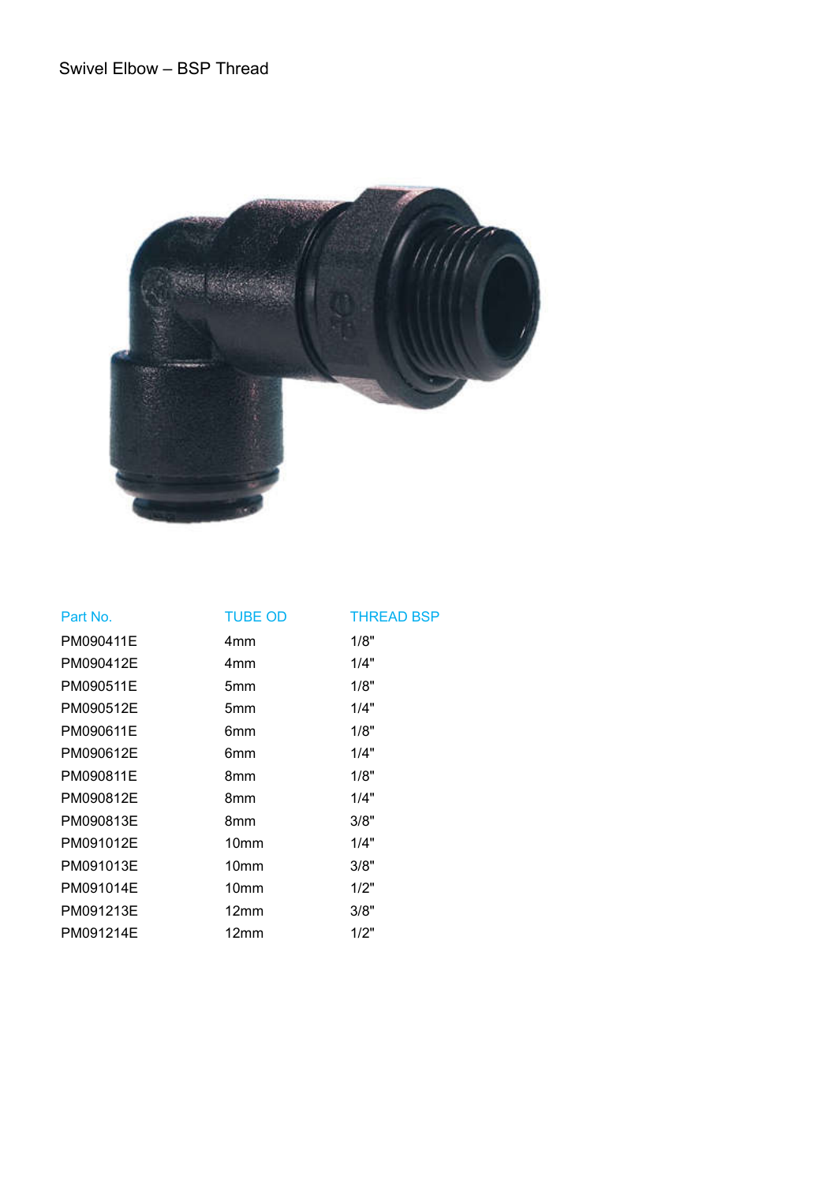# Swivel Elbow – BSP Thread

| Part No. | TUBE OD | THREAD BSP |
|---|---|---|
| PM090411E | 4mm | 1/8" |
| PM090412E | 4mm | 1/4" |
| PM090511E | 5mm | 1/8" |
| PM090512E | 5mm | 1/4" |
| PM090611E | 6mm | 1/8" |
| PM090612E | 6mm | 1/4" |
| PM090811E | 8mm | 1/8" |
| PM090812E | 8mm | 1/4" |
| PM090813E | 8mm | 3/8" |
| PM091012E | 10mm | 1/4" |
| PM091013E | 10mm | 3/8" |
| PM091014E | 10mm | 1/2" |
| PM091213E | 12mm | 3/8" |
| PM091214E | 12mm | 1/2" |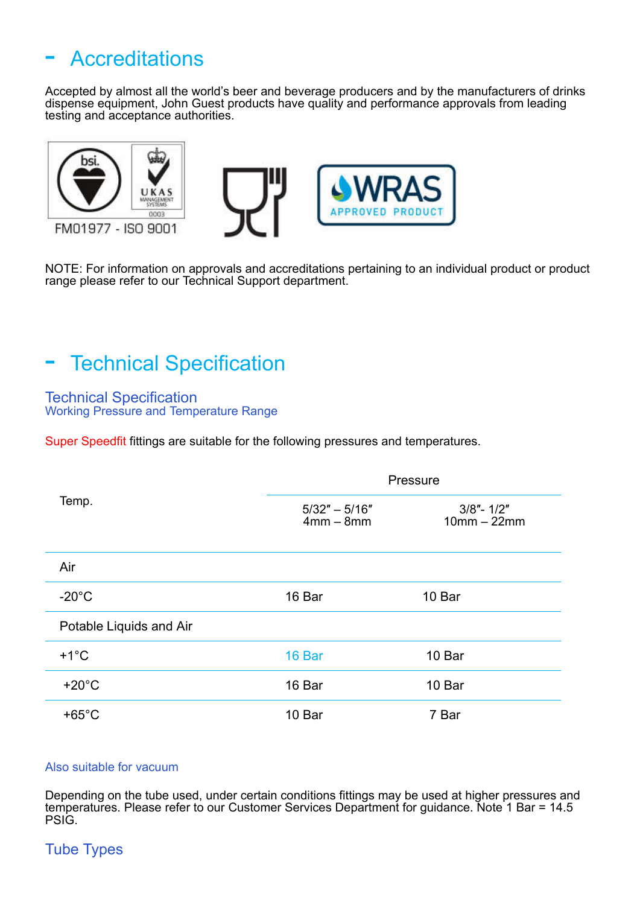# - Accreditations

Accepted by almost all the world's beer and beverage producers and by the manufacturers of drinks dispense equipment, John Guest products have quality and performance approvals from leading testing and acceptance authorities.

FM01977 - ISO 9001

NOTE: For information on approvals and accreditations pertaining to an individual product or product range please refer to our Technical Support department.

# - Technical Specification

## Technical Specification

### Working Pressure and Temperature Range

Super Speedfit fittings are suitable for the following pressures and temperatures.

| Temp. | Pressure | |
|---|---|---|
| | 5/32″ – 5/16″ 4mm – 8mm | 3/8″- 1/2″ 10mm – 22mm |
| Air | | |
| -20°C | 16 Bar | 10 Bar |
| Potable Liquids and Air | | |
| +1°C | 16 Bar | 10 Bar |
| +20°C | 16 Bar | 10 Bar |
| +65°C | 10 Bar | 7 Bar |

Also suitable for vacuum

Depending on the tube used, under certain conditions fittings may be used at higher pressures and temperatures. Please refer to our Customer Services Department for guidance. Note 1 Bar = 14.5 PSIG.

## Tube Types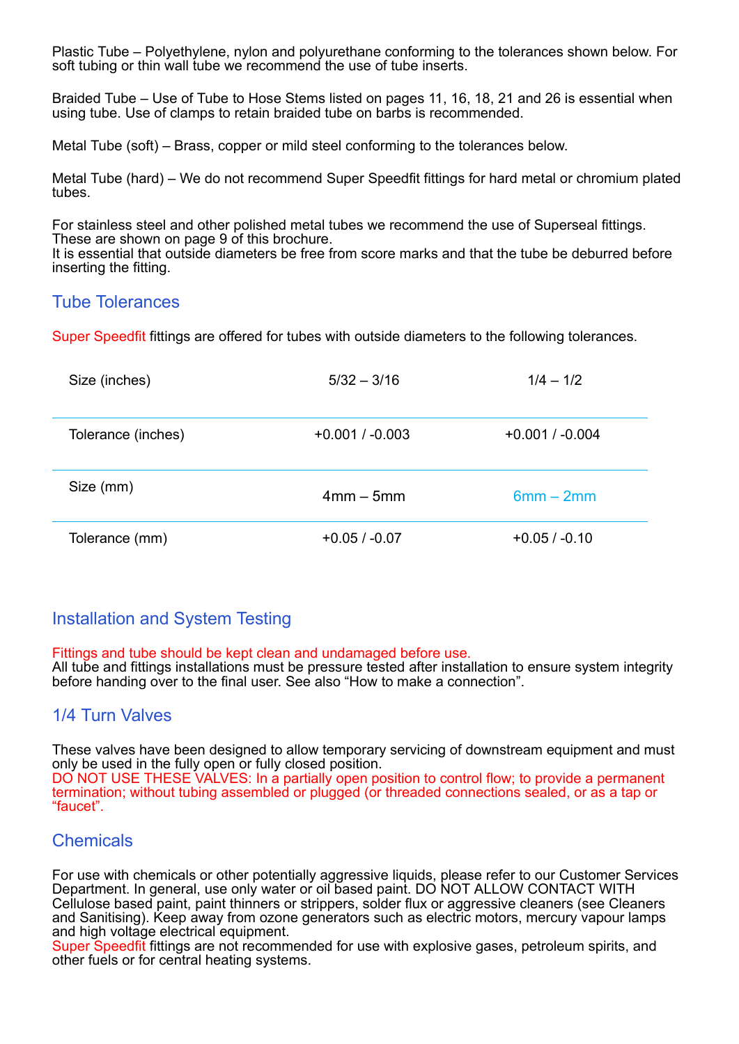Plastic Tube – Polyethylene, nylon and polyurethane conforming to the tolerances shown below. For soft tubing or thin wall tube we recommend the use of tube inserts.

Braided Tube – Use of Tube to Hose Stems listed on pages 11, 16, 18, 21 and 26 is essential when using tube. Use of clamps to retain braided tube on barbs is recommended.

Metal Tube (soft) – Brass, copper or mild steel conforming to the tolerances below.

Metal Tube (hard) – We do not recommend Super Speedfit fittings for hard metal or chromium plated tubes.

For stainless steel and other polished metal tubes we recommend the use of Superseal fittings. These are shown on page 9 of this brochure.
It is essential that outside diameters be free from score marks and that the tube be deburred before inserting the fitting.

## Tube Tolerances

Super Speedfit fittings are offered for tubes with outside diameters to the following tolerances.

| Size (inches) | 5/32 – 3/16 | 1/4 – 1/2 |
|---|---|---|
| Tolerance (inches) | +0.001 / -0.003 | +0.001 / -0.004 |
| Size (mm) | 4mm – 5mm | 6mm – 2mm |
| Tolerance (mm) | +0.05 / -0.07 | +0.05 / -0.10 |

## Installation and System Testing

Fittings and tube should be kept clean and undamaged before use.
All tube and fittings installations must be pressure tested after installation to ensure system integrity before handing over to the final user. See also “How to make a connection”.

## 1/4 Turn Valves

These valves have been designed to allow temporary servicing of downstream equipment and must only be used in the fully open or fully closed position.
DO NOT USE THESE VALVES: In a partially open position to control flow; to provide a permanent termination; without tubing assembled or plugged (or threaded connections sealed, or as a tap or “faucet”.

## Chemicals

For use with chemicals or other potentially aggressive liquids, please refer to our Customer Services Department. In general, use only water or oil based paint. DO NOT ALLOW CONTACT WITH Cellulose based paint, paint thinners or strippers, solder flux or aggressive cleaners (see Cleaners and Sanitising). Keep away from ozone generators such as electric motors, mercury vapour lamps and high voltage electrical equipment.
Super Speedfit fittings are not recommended for use with explosive gases, petroleum spirits, and other fuels or for central heating systems.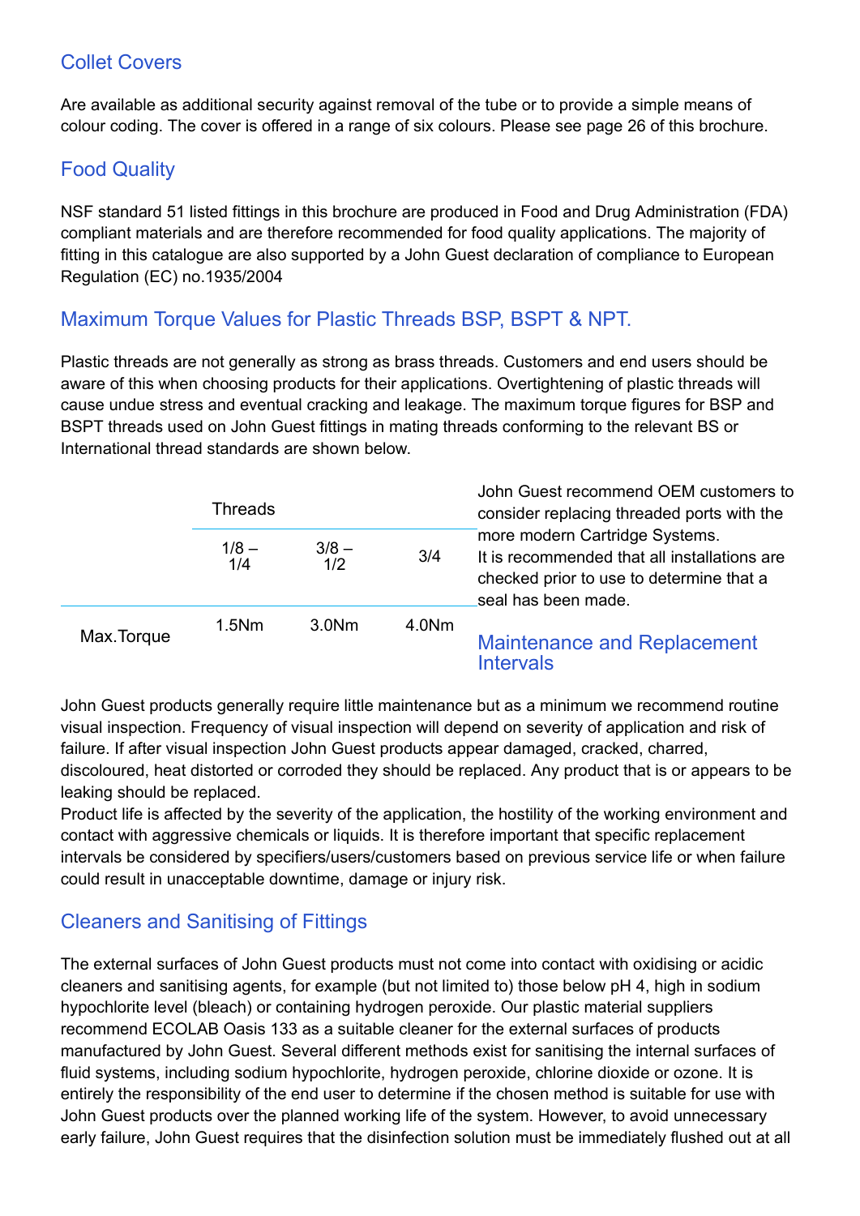## Collet Covers

Are available as additional security against removal of the tube or to provide a simple means of colour coding. The cover is offered in a range of six colours. Please see page 26 of this brochure.

## Food Quality

NSF standard 51 listed fittings in this brochure are produced in Food and Drug Administration (FDA) compliant materials and are therefore recommended for food quality applications. The majority of fitting in this catalogue are also supported by a John Guest declaration of compliance to European Regulation (EC) no.1935/2004

## Maximum Torque Values for Plastic Threads BSP, BSPT & NPT.

Plastic threads are not generally as strong as brass threads. Customers and end users should be aware of this when choosing products for their applications. Overtightening of plastic threads will cause undue stress and eventual cracking and leakage. The maximum torque figures for BSP and BSPT threads used on John Guest fittings in mating threads conforming to the relevant BS or International thread standards are shown below.

| | Threads | | |
|---|---|---|---|
| | 1/8 – 1/4 | 3/8 – 1/2 | 3/4 |
| Max.Torque | 1.5Nm | 3.0Nm | 4.0Nm |

John Guest recommend OEM customers to consider replacing threaded ports with the more modern Cartridge Systems.
It is recommended that all installations are checked prior to use to determine that a seal has been made.

## Maintenance and Replacement Intervals

John Guest products generally require little maintenance but as a minimum we recommend routine visual inspection. Frequency of visual inspection will depend on severity of application and risk of failure. If after visual inspection John Guest products appear damaged, cracked, charred, discoloured, heat distorted or corroded they should be replaced. Any product that is or appears to be leaking should be replaced.

Product life is affected by the severity of the application, the hostility of the working environment and contact with aggressive chemicals or liquids. It is therefore important that specific replacement intervals be considered by specifiers/users/customers based on previous service life or when failure could result in unacceptable downtime, damage or injury risk.

## Cleaners and Sanitising of Fittings

The external surfaces of John Guest products must not come into contact with oxidising or acidic cleaners and sanitising agents, for example (but not limited to) those below pH 4, high in sodium hypochlorite level (bleach) or containing hydrogen peroxide. Our plastic material suppliers recommend ECOLAB Oasis 133 as a suitable cleaner for the external surfaces of products manufactured by John Guest. Several different methods exist for sanitising the internal surfaces of fluid systems, including sodium hypochlorite, hydrogen peroxide, chlorine dioxide or ozone. It is entirely the responsibility of the end user to determine if the chosen method is suitable for use with John Guest products over the planned working life of the system. However, to avoid unnecessary early failure, John Guest requires that the disinfection solution must be immediately flushed out at all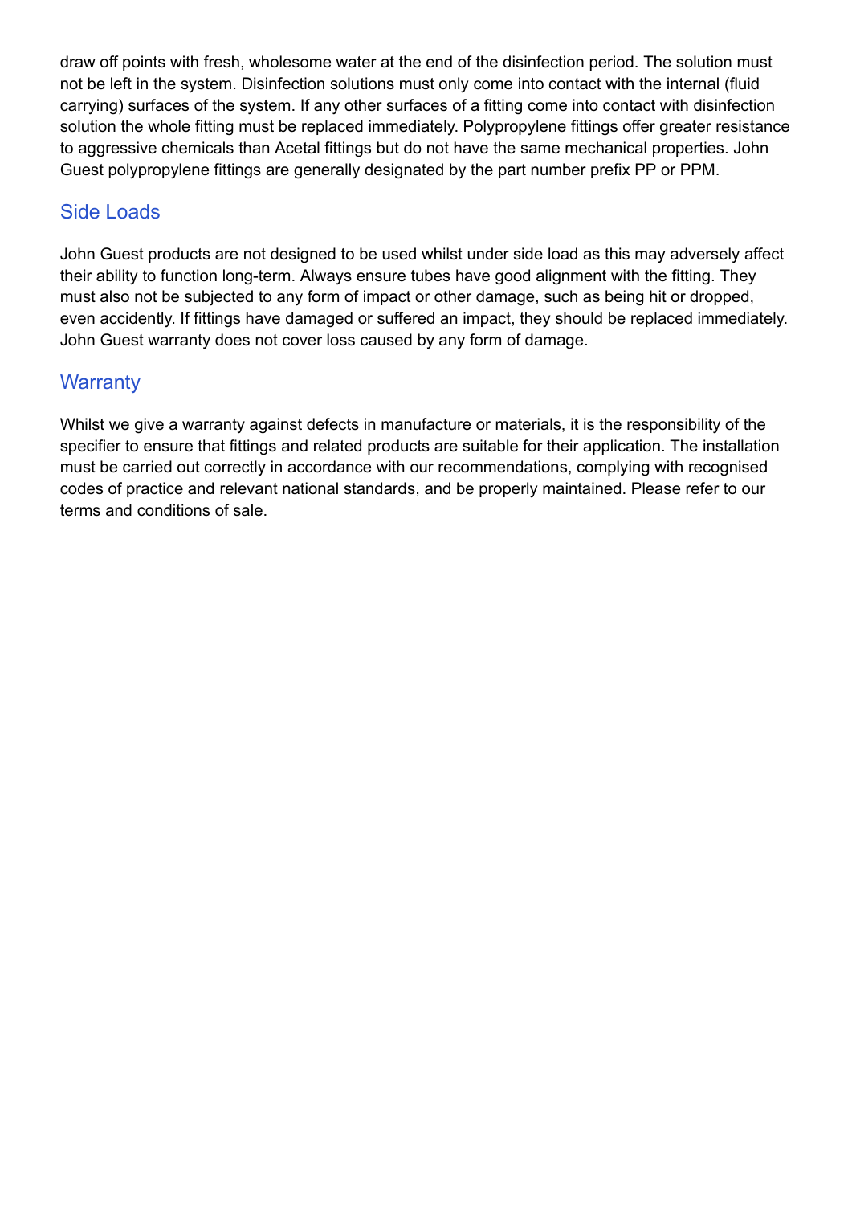draw off points with fresh, wholesome water at the end of the disinfection period. The solution must not be left in the system. Disinfection solutions must only come into contact with the internal (fluid carrying) surfaces of the system. If any other surfaces of a fitting come into contact with disinfection solution the whole fitting must be replaced immediately. Polypropylene fittings offer greater resistance to aggressive chemicals than Acetal fittings but do not have the same mechanical properties. John Guest polypropylene fittings are generally designated by the part number prefix PP or PPM.

## Side Loads

John Guest products are not designed to be used whilst under side load as this may adversely affect their ability to function long-term. Always ensure tubes have good alignment with the fitting. They must also not be subjected to any form of impact or other damage, such as being hit or dropped, even accidently. If fittings have damaged or suffered an impact, they should be replaced immediately. John Guest warranty does not cover loss caused by any form of damage.

## Warranty

Whilst we give a warranty against defects in manufacture or materials, it is the responsibility of the specifier to ensure that fittings and related products are suitable for their application. The installation must be carried out correctly in accordance with our recommendations, complying with recognised codes of practice and relevant national standards, and be properly maintained. Please refer to our terms and conditions of sale.